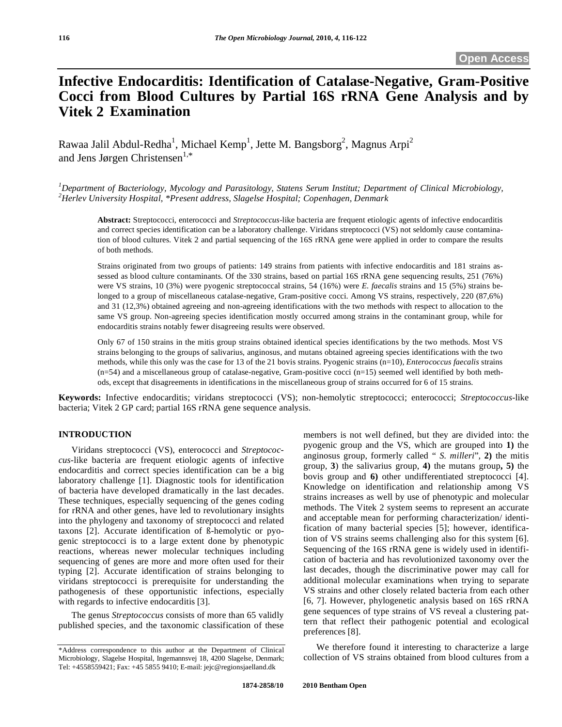Open Access

# Infective Endocarditis: Identification of Catalase-Negative, Gram-Positive Cocci from Blood Cultures by Partial 16S rRNA Gene Analysis and by Vitek 2 Examination

Rawaa Jalil Abdul-Redha[1], Michael Kemp[1], Jette M. Bangsborg[2], Magnus Arpi[2] and Jens Jørgen Christensen[1,*]

*[1]Department of Bacteriology, Mycology and Parasitology, Statens Serum Institut; Department of Clinical Microbiology, [2]Herlev University Hospital, \*Present address, Slagelse Hospital; Copenhagen, Denmark*

**Abstract:** Streptococci, enterococci and *Streptococcus*-like bacteria are frequent etiologic agents of infective endocarditis and correct species identification can be a laboratory challenge. Viridans streptococci (VS) not seldomly cause contamination of blood cultures. Vitek 2 and partial sequencing of the 16S rRNA gene were applied in order to compare the results of both methods.

Strains originated from two groups of patients: 149 strains from patients with infective endocarditis and 181 strains assessed as blood culture contaminants. Of the 330 strains, based on partial 16S rRNA gene sequencing results, 251 (76%) were VS strains, 10 (3%) were pyogenic streptococcal strains, 54 (16%) were *E. faecalis* strains and 15 (5%) strains belonged to a group of miscellaneous catalase-negative, Gram-positive cocci. Among VS strains, respectively, 220 (87,6%) and 31 (12,3%) obtained agreeing and non-agreeing identifications with the two methods with respect to allocation to the same VS group. Non-agreeing species identification mostly occurred among strains in the contaminant group, while for endocarditis strains notably fewer disagreeing results were observed.

Only 67 of 150 strains in the mitis group strains obtained identical species identifications by the two methods. Most VS strains belonging to the groups of salivarius, anginosus, and mutans obtained agreeing species identifications with the two methods, while this only was the case for 13 of the 21 bovis strains. Pyogenic strains (n=10), *Enterococcus faecalis* strains (n=54) and a miscellaneous group of catalase-negative, Gram-positive cocci (n=15) seemed well identified by both methods, except that disagreements in identifications in the miscellaneous group of strains occurred for 6 of 15 strains.

**Keywords:** Infective endocarditis; viridans streptococci (VS); non-hemolytic streptococci; enterococci; *Streptococcus*-like bacteria; Vitek 2 GP card; partial 16S rRNA gene sequence analysis.

## INTRODUCTION

Viridans streptococci (VS), enterococci and *Streptococcus*-like bacteria are frequent etiologic agents of infective endocarditis and correct species identification can be a big laboratory challenge [1]. Diagnostic tools for identification of bacteria have developed dramatically in the last decades. These techniques, especially sequencing of the genes coding for rRNA and other genes, have led to revolutionary insights into the phylogeny and taxonomy of streptococci and related taxons [2]. Accurate identification of ß-hemolytic or pyogenic streptococci is to a large extent done by phenotypic reactions, whereas newer molecular techniques including sequencing of genes are more and more often used for their typing [2]. Accurate identification of strains belonging to viridans streptococci is prerequisite for understanding the pathogenesis of these opportunistic infections, especially with regards to infective endocarditis [3].

The genus *Streptococcus* consists of more than 65 validly published species, and the taxonomic classification of these members is not well defined, but they are divided into: the pyogenic group and the VS, which are grouped into **1)** the anginosus group, formerly called " *S. milleri*", **2)** the mitis group, **3**) the salivarius group, **4)** the mutans group**, 5)** the bovis group and **6)** other undifferentiated streptococci [4]. Knowledge on identification and relationship among VS strains increases as well by use of phenotypic and molecular methods. The Vitek 2 system seems to represent an accurate and acceptable mean for performing characterization/ identification of many bacterial species [5]; however, identification of VS strains seems challenging also for this system [6]. Sequencing of the 16S rRNA gene is widely used in identification of bacteria and has revolutionized taxonomy over the last decades, though the discriminative power may call for additional molecular examinations when trying to separate VS strains and other closely related bacteria from each other [6, 7]. However, phylogenetic analysis based on 16S rRNA gene sequences of type strains of VS reveal a clustering pattern that reflect their pathogenic potential and ecological preferences [8].

We therefore found it interesting to characterize a large collection of VS strains obtained from blood cultures from a

\*Address correspondence to this author at the Department of Clinical Microbiology, Slagelse Hospital, Ingemannsvej 18, 4200 Slagelse, Denmark; Tel: +4558559421; Fax: +45 5855 9410; E-mail: jejc@regionsjaelland.dk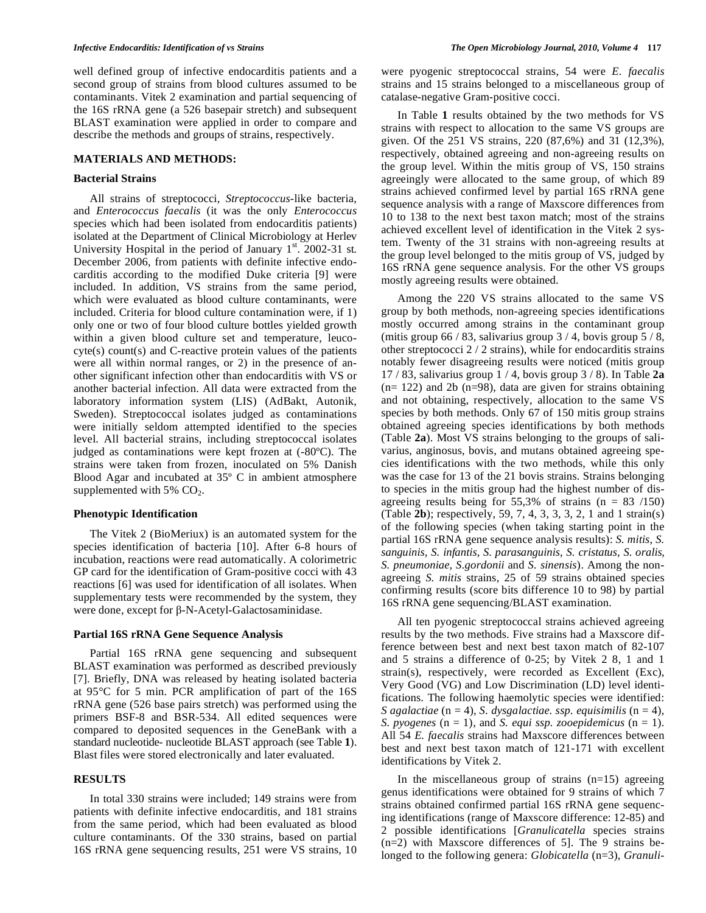well defined group of infective endocarditis patients and a second group of strains from blood cultures assumed to be contaminants. Vitek 2 examination and partial sequencing of the 16S rRNA gene (a 526 basepair stretch) and subsequent BLAST examination were applied in order to compare and describe the methods and groups of strains, respectively.

## MATERIALS AND METHODS:

### Bacterial Strains

All strains of streptococci, *Streptococcus*-like bacteria, and *Enterococcus faecalis* (it was the only *Enterococcus* species which had been isolated from endocarditis patients) isolated at the Department of Clinical Microbiology at Herlev University Hospital in the period of January 1st. 2002-31 st. December 2006, from patients with definite infective endocarditis according to the modified Duke criteria [9] were included. In addition, VS strains from the same period, which were evaluated as blood culture contaminants, were included. Criteria for blood culture contamination were, if 1) only one or two of four blood culture bottles yielded growth within a given blood culture set and temperature, leucocyte(s) count(s) and C-reactive protein values of the patients were all within normal ranges, or 2) in the presence of another significant infection other than endocarditis with VS or another bacterial infection. All data were extracted from the laboratory information system (LIS) (AdBakt, Autonik, Sweden). Streptococcal isolates judged as contaminations were initially seldom attempted identified to the species level. All bacterial strains, including streptococcal isolates judged as contaminations were kept frozen at (-80ºC). The strains were taken from frozen, inoculated on 5% Danish Blood Agar and incubated at 35º C in ambient atmosphere supplemented with 5% $CO_2$.

### Phenotypic Identification

The Vitek 2 (BioMeriux) is an automated system for the species identification of bacteria [10]. After 6-8 hours of incubation, reactions were read automatically. A colorimetric GP card for the identification of Gram-positive cocci with 43 reactions [6] was used for identification of all isolates. When supplementary tests were recommended by the system, they were done, except for β-N-Acetyl-Galactosaminidase.

### Partial 16S rRNA Gene Sequence Analysis

Partial 16S rRNA gene sequencing and subsequent BLAST examination was performed as described previously [7]. Briefly, DNA was released by heating isolated bacteria at 95°C for 5 min. PCR amplification of part of the 16S rRNA gene (526 base pairs stretch) was performed using the primers BSF-8 and BSR-534. All edited sequences were compared to deposited sequences in the GeneBank with a standard nucleotide- nucleotide BLAST approach (see Table **1**). Blast files were stored electronically and later evaluated.

## RESULTS

In total 330 strains were included; 149 strains were from patients with definite infective endocarditis, and 181 strains from the same period, which had been evaluated as blood culture contaminants. Of the 330 strains, based on partial 16S rRNA gene sequencing results, 251 were VS strains, 10 were pyogenic streptococcal strains, 54 were *E. faecalis* strains and 15 strains belonged to a miscellaneous group of catalase-negative Gram-positive cocci.

In Table **1** results obtained by the two methods for VS strains with respect to allocation to the same VS groups are given. Of the 251 VS strains, 220 (87,6%) and 31 (12,3%), respectively, obtained agreeing and non-agreeing results on the group level. Within the mitis group of VS, 150 strains agreeingly were allocated to the same group, of which 89 strains achieved confirmed level by partial 16S rRNA gene sequence analysis with a range of Maxscore differences from 10 to 138 to the next best taxon match; most of the strains achieved excellent level of identification in the Vitek 2 system. Twenty of the 31 strains with non-agreeing results at the group level belonged to the mitis group of VS, judged by 16S rRNA gene sequence analysis. For the other VS groups mostly agreeing results were obtained.

Among the 220 VS strains allocated to the same VS group by both methods, non-agreeing species identifications mostly occurred among strains in the contaminant group (mitis group 66 / 83, salivarius group 3 / 4, bovis group 5 / 8, other streptococci 2 / 2 strains), while for endocarditis strains notably fewer disagreeing results were noticed (mitis group 17 / 83, salivarius group 1 / 4, bovis group 3 / 8). In Table **2a** (n= 122) and 2b (n=98), data are given for strains obtaining and not obtaining, respectively, allocation to the same VS species by both methods. Only 67 of 150 mitis group strains obtained agreeing species identifications by both methods (Table **2a**). Most VS strains belonging to the groups of salivarius, anginosus, bovis, and mutans obtained agreeing species identifications with the two methods, while this only was the case for 13 of the 21 bovis strains. Strains belonging to species in the mitis group had the highest number of disagreeing results being for 55,3% of strains (n = 83 /150) (Table **2b**); respectively, 59, 7, 4, 3, 3, 3, 2, 1 and 1 strain(s) of the following species (when taking starting point in the partial 16S rRNA gene sequence analysis results): *S. mitis, S. sanguinis, S. infantis, S. parasanguinis, S. cristatus, S. oralis, S. pneumoniae, S.gordonii* and *S. sinensis*). Among the non-agreeing *S. mitis* strains, 25 of 59 strains obtained species confirming results (score bits difference 10 to 98) by partial 16S rRNA gene sequencing/BLAST examination.

All ten pyogenic streptococcal strains achieved agreeing results by the two methods. Five strains had a Maxscore difference between best and next best taxon match of 82-107 and 5 strains a difference of 0-25; by Vitek 2 8, 1 and 1 strain(s), respectively, were recorded as Excellent (Exc), Very Good (VG) and Low Discrimination (LD) level identifications. The following haemolytic species were identified: *S agalactiae* (n = 4), *S. dysgalactiae. ssp. equisimilis* (n = 4), *S. pyogenes* (n = 1), and *S. equi ssp. zooepidemicus* (n = 1). All 54 *E. faecalis* strains had Maxscore differences between best and next best taxon match of 121-171 with excellent identifications by Vitek 2.

In the miscellaneous group of strains (n=15) agreeing genus identifications were obtained for 9 strains of which 7 strains obtained confirmed partial 16S rRNA gene sequencing identifications (range of Maxscore difference: 12-85) and 2 possible identifications [*Granulicatella* species strains (n=2) with Maxscore differences of 5]. The 9 strains belonged to the following genera: *Globicatella* (n=3), *Granuli-*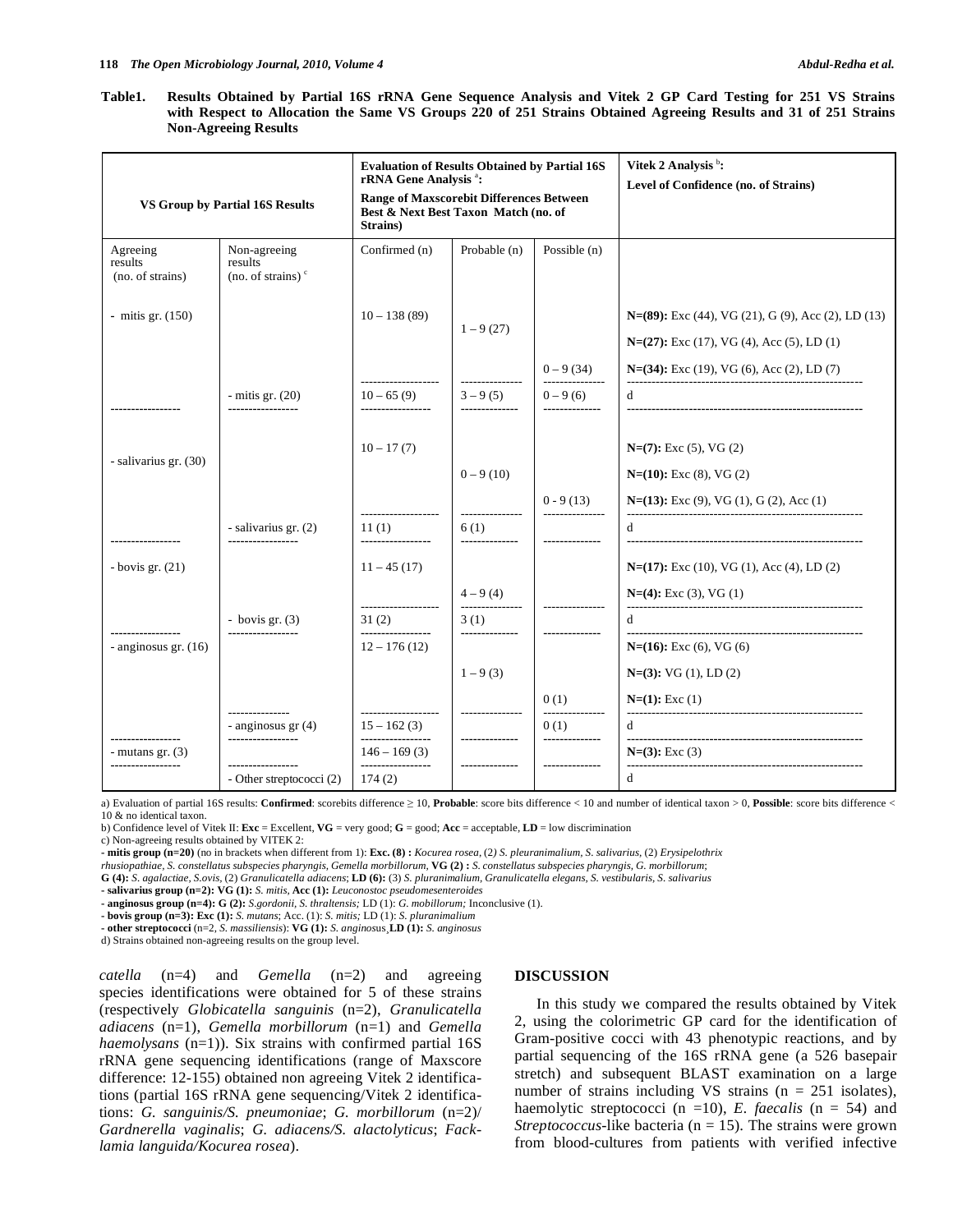**Table1. Results Obtained by Partial 16S rRNA Gene Sequence Analysis and Vitek 2 GP Card Testing for 251 VS Strains with Respect to Allocation the Same VS Groups 220 of 251 Strains Obtained Agreeing Results and 31 of 251 Strains Non-Agreeing Results**

| VS Group by Partial 16S Results | | Evaluation of Results Obtained by Partial 16S rRNA Gene Analysis [a]: Range of Maxscorebit Differences Between Best & Next Best Taxon Match (no. of Strains) | | | Vitek 2 Analysis [b]: Level of Confidence (no. of Strains) |
|---|---|---|---|---|---|
| Agreeing results (no. of strains) | Non-agreeing results (no. of strains) [c] | Confirmed (n) | Probable (n) | Possible (n) | |
| - mitis gr. (150) | | 10 – 138 (89) | | | **N=(89):** Exc (44), VG (21), G (9), Acc (2), LD (13) |
| | | | 1 – 9 (27) | | **N=(27):** Exc (17), VG (4), Acc (5), LD (1) |
| | | | | 0 – 9 (34) | **N=(34):** Exc (19), VG (6), Acc (2), LD (7) |
| | - mitis gr. (20) | 10 – 65 (9) | 3 – 9 (5) | 0 – 9 (6) | d |
| - salivarius gr. (30) | | 10 – 17 (7) | | | **N=(7):** Exc (5), VG (2) |
| | | | 0 – 9 (10) | | **N=(10):** Exc (8), VG (2) |
| | | | | 0 - 9 (13) | **N=(13):** Exc (9), VG (1), G (2), Acc (1) |
| | - salivarius gr. (2) | 11 (1) | 6 (1) | | d |
| - bovis gr. (21) | | 11 – 45 (17) | | | **N=(17):** Exc (10), VG (1), Acc (4), LD (2) |
| | | | 4 – 9 (4) | | **N=(4):** Exc (3), VG (1) |
| | - bovis gr. (3) | 31 (2) | 3 (1) | | d |
| - anginosus gr. (16) | | 12 – 176 (12) | | | **N=(16):** Exc (6), VG (6) |
| | | | 1 – 9 (3) | | **N=(3):** VG (1), LD (2) |
| | | | | 0 (1) | **N=(1):** Exc (1) |
| | - anginosus gr (4) | 15 – 162 (3) | | 0 (1) | d |
| - mutans gr. (3) | | 146 – 169 (3) | | | **N=(3):** Exc (3) |
| | - Other streptococci (2) | 174 (2) | | | d |

a) Evaluation of partial 16S results: **Confirmed**: scorebits difference ≥ 10, **Probable**: score bits difference < 10 and number of identical taxon > 0, **Possible**: score bits difference < 10 & no identical taxon.

b) Confidence level of Vitek II: **Exc** = Excellent, **VG** = very good; **G** = good; **Acc** = acceptable, **LD** = low discrimination

c) Non-agreeing results obtained by VITEK 2:

- **mitis group (n=20)** (no in brackets when different from 1): **Exc. (8) :** *Kocurea rosea*, (2) *S. pleuranimalium*, *S. salivarius*, (2) *Erysipelothrix rhusiopathiae*, *S. constellatus subspecies pharyngis*, *Gemella morbillorum*, **VG (2) :** *S. constellatus subspecies pharyngis*, *G. morbillorum*; **G (4):** *S. agalactiae*, *S.ovis*, (2) *Granulicatella adiacens*; **LD (6):** (3) *S. pluranimalium*, *Granulicatella elegans*, *S. vestibularis*, *S. salivarius*

- **salivarius group (n=2): VG (1):** *S. mitis*, **Acc (1):** *Leuconostoc pseudomesenteroides*

- **anginosus group (n=4): G (2):** *S.gordonii*, *S. thraltensis;* LD (1): *G. mobillorum;* Inconclusive (1).

- **bovis group (n=3): Exc (1):** *S. mutans*; Acc. (1): *S. mitis;* LD (1): *S. pluranimalium*

- **other streptococci** (n=2, *S. massiliensis*): **VG (1):** *S. anginosus*, **LD (1):** *S. anginosus*

d) Strains obtained non-agreeing results on the group level.

*catella* (n=4) and *Gemella* (n=2) and agreeing species identifications were obtained for 5 of these strains (respectively *Globicatella sanguinis* (n=2), *Granulicatella adiacens* (n=1), *Gemella morbillorum* (n=1) and *Gemella haemolysans* (n=1)). Six strains with confirmed partial 16S rRNA gene sequencing identifications (range of Maxscore difference: 12-155) obtained non agreeing Vitek 2 identifications (partial 16S rRNA gene sequencing/Vitek 2 identifications: *G. sanguinis/S. pneumoniae*; *G. morbillorum* (n=2)/ *Gardnerella vaginalis*; *G. adiacens/S. alactolyticus*; *Facklamia languida/Kocurea rosea*).

## DISCUSSION

In this study we compared the results obtained by Vitek 2, using the colorimetric GP card for the identification of Gram-positive cocci with 43 phenotypic reactions, and by partial sequencing of the 16S rRNA gene (a 526 basepair stretch) and subsequent BLAST examination on a large number of strains including VS strains (n = 251 isolates), haemolytic streptococci (n =10), *E. faecalis* (n = 54) and *Streptococcus*-like bacteria (n = 15). The strains were grown from blood-cultures from patients with verified infective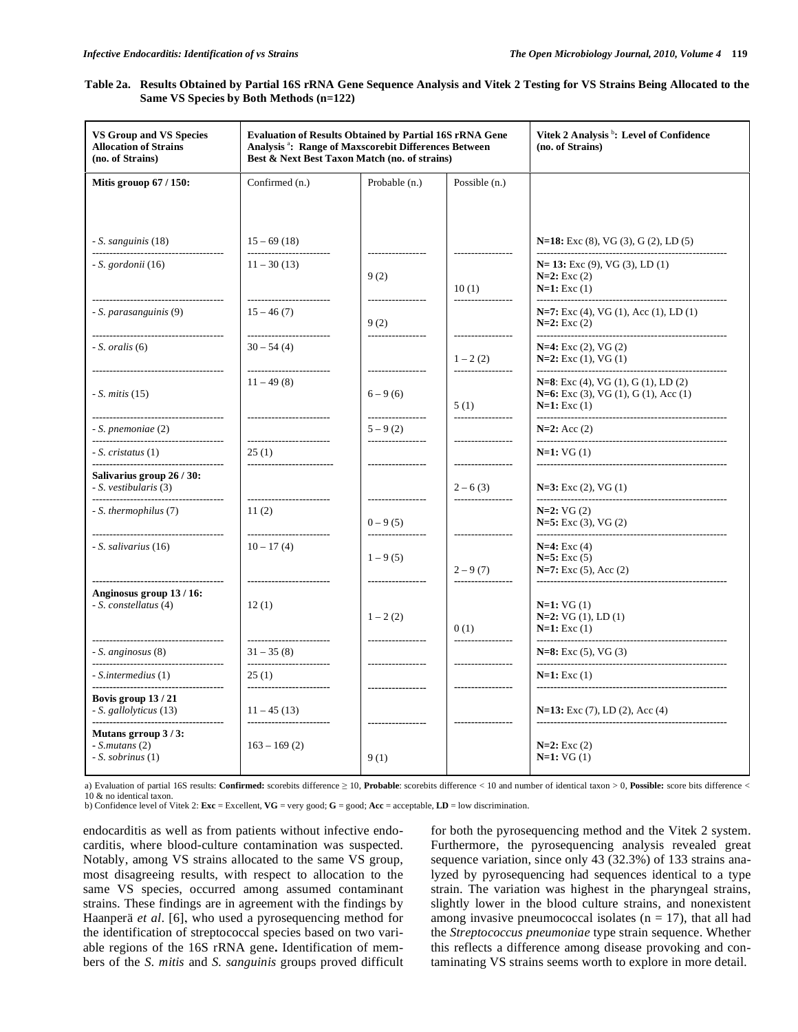**Table 2a. Results Obtained by Partial 16S rRNA Gene Sequence Analysis and Vitek 2 Testing for VS Strains Being Allocated to the Same VS Species by Both Methods (n=122)**

| VS Group and VS Species Allocation of Strains (no. of Strains) | Evaluation of Results Obtained by Partial 16S rRNA Gene Analysis [a]: Range of Maxscorebit Differences Between Best & Next Best Taxon Match (no. of strains) | | | Vitek 2 Analysis [b]: Level of Confidence (no. of Strains) |
|---|---|---|---|---|
| **Mitis grouop 67 / 150:** | Confirmed (n.) | Probable (n.) | Possible (n.) | |
| - *S. sanguinis* (18) | 15 – 69 (18) | | | **N=18:** Exc (8), VG (3), G (2), LD (5) |
| - *S. gordonii* (16) | 11 – 30 (13) | 9 (2) | 10 (1) | **N= 13:** Exc (9), VG (3), LD (1)<br>**N=2:** Exc (2)<br>**N=1:** Exc (1) |
| - *S. parasanguinis* (9) | 15 – 46 (7) | 9 (2) | | **N=7:** Exc (4), VG (1), Acc (1), LD (1)<br>**N=2:** Exc (2) |
| - *S. oralis* (6) | 30 – 54 (4) | | 1 – 2 (2) | **N=4:** Exc (2), VG (2)<br>**N=2:** Exc (1), VG (1) |
| - *S. mitis* (15) | 11 – 49 (8) | 6 – 9 (6) | 5 (1) | **N=8**: Exc (4), VG (1), G (1), LD (2)<br>**N=6:** Exc (3), VG (1), G (1), Acc (1)<br>**N=1:** Exc (1) |
| - *S. pnemoniae* (2) | | 5 – 9 (2) | | **N=2:** Acc (2) |
| - *S. cristatus* (1) | 25 (1) | | | **N=1:** VG (1) |
| **Salivarius group 26 / 30:**<br>- *S. vestibularis* (3) | | | 2 – 6 (3) | **N=3:** Exc (2), VG (1) |
| - *S. thermophilus* (7) | 11 (2) | 0 – 9 (5) | | **N=2:** VG (2)<br>**N=5:** Exc (3), VG (2) |
| - *S. salivarius* (16) | 10 – 17 (4) | 1 – 9 (5) | 2 – 9 (7) | **N=4:** Exc (4)<br>**N=5:** Exc (5)<br>**N=7:** Exc (5), Acc (2) |
| **Anginosus group 13 / 16:**<br>- *S. constellatus* (4) | 12 (1) | 1 – 2 (2) | 0 (1) | **N=1:** VG (1)<br>**N=2:** VG (1), LD (1)<br>**N=1:** Exc (1) |
| - *S. anginosus* (8) | 31 – 35 (8) | | | **N=8:** Exc (5), VG (3) |
| - *S.intermedius* (1) | 25 (1) | | | **N=1:** Exc (1) |
| **Bovis group 13 / 21**<br>- *S. gallolyticus* (13) | 11 – 45 (13) | | | **N=13:** Exc (7), LD (2), Acc (4) |
| **Mutans grroup 3 / 3:**<br>- *S.mutans* (2)<br>- *S. sobrinus* (1) | 163 – 169 (2) | 9 (1) | | **N=2:** Exc (2)<br>**N=1:** VG (1) |

a) Evaluation of partial 16S results: **Confirmed:** scorebits difference ≥ 10, **Probable**: scorebits difference < 10 and number of identical taxon > 0, **Possible:** score bits difference < 10 & no identical taxon.
b) Confidence level of Vitek 2: **Exc** = Excellent, **VG** = very good; **G** = good; **Acc** = acceptable, **LD** = low discrimination.

endocarditis as well as from patients without infective endocarditis, where blood-culture contamination was suspected. Notably, among VS strains allocated to the same VS group, most disagreeing results, with respect to allocation to the same VS species, occurred among assumed contaminant strains. These findings are in agreement with the findings by Haanperä *et al*. [6], who used a pyrosequencing method for the identification of streptococcal species based on two variable regions of the 16S rRNA gene**.** Identification of members of the *S. mitis* and *S. sanguinis* groups proved difficult for both the pyrosequencing method and the Vitek 2 system. Furthermore, the pyrosequencing analysis revealed great sequence variation, since only 43 (32.3%) of 133 strains analyzed by pyrosequencing had sequences identical to a type strain. The variation was highest in the pharyngeal strains, slightly lower in the blood culture strains, and nonexistent among invasive pneumococcal isolates (n = 17), that all had the *Streptococcus pneumoniae* type strain sequence. Whether this reflects a difference among disease provoking and contaminating VS strains seems worth to explore in more detail.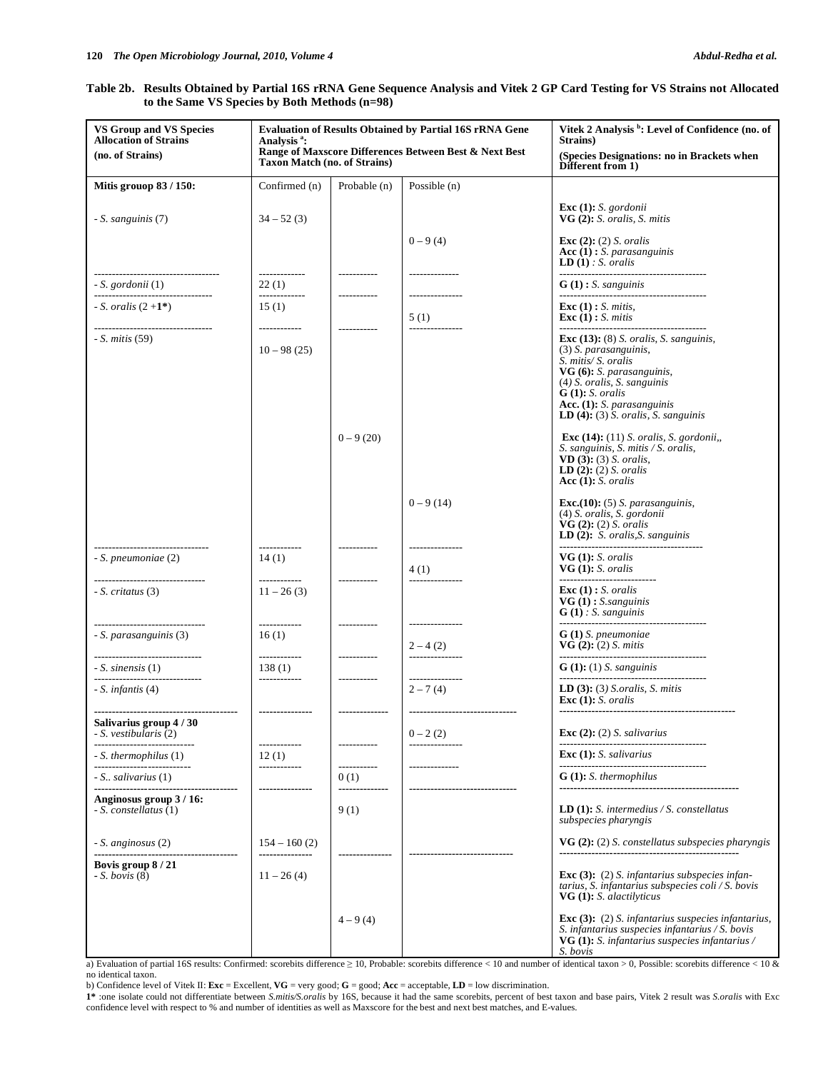**Table 2b. Results Obtained by Partial 16S rRNA Gene Sequence Analysis and Vitek 2 GP Card Testing for VS Strains not Allocated to the Same VS Species by Both Methods (n=98)**

| VS Group and VS Species Allocation of Strains (no. of Strains) | Evaluation of Results Obtained by Partial 16S rRNA Gene Analysis [a]: Range of Maxscore Differences Between Best & Next Best Taxon Match (no. of Strains) | | | Vitek 2 Analysis [b]: Level of Confidence (no. of Strains) (Species Designations: no in Brackets when Different from 1) |
|---|---|---|---|---|
| **Mitis grouop 83 / 150:** | Confirmed (n) | Probable (n) | Possible (n) | |
| - *S. sanguinis* (7) | 34 – 52 (3) | | | **Exc (1):** *S. gordonii* **VG (2):** *S. oralis, S. mitis* |
| | | | 0 – 9 (4) | **Exc (2):** (2) *S. oralis* **Acc (1) :** *S. parasanguinis* **LD (1)** *: S. oralis* |
| - *S. gordonii* (1) | 22 (1) | | | **G (1) :** *S. sanguinis* |
| - *S. oralis* (2 +**1***) | 15 (1) | | | **Exc (1) :** *S. mitis,* |
| | | | 5 (1) | **Exc (1) :** *S. mitis* |
| - *S. mitis* (59) | 10 – 98 (25) | | | **Exc (13):** (8) *S. oralis, S. sanguinis,* (3) *S. parasanguinis, S. mitis/ S. oralis* **VG (6):** *S. parasanguinis,* (4) *S. oralis, S. sanguinis* **G (1):** *S. oralis* **Acc. (1):** *S. parasanguinis* **LD (4):** (3) *S. oralis, S. sanguinis* |
| | | 0 – 9 (20) | | **Exc (14):** (11) *S. oralis, S. gordonii,, S. sanguinis, S. mitis / S. oralis,* **VD (3):** (3) *S. oralis,* **LD (2):** (2) *S. oralis* **Acc (1):** *S. oralis* |
| | | | 0 – 9 (14) | **Exc.(10):** (5) *S. parasanguinis,* (4) *S. oralis, S. gordonii* **VG (2):** (2) *S. oralis* **LD (2):** *S. oralis,S. sanguinis* |
| - *S. pneumoniae* (2) | 14 (1) | | | **VG (1):** *S. oralis* |
| | | | 4 (1) | **VG (1):** *S. oralis* |
| - *S. critatus* (3) | 11 – 26 (3) | | | **Exc (1) :** *S. oralis* **VG (1) :** *S.sanguinis* **G (1)** *: S. sanguinis* |
| - *S. parasanguinis* (3) | 16 (1) | | | **G (1)** *S. pneumoniae* |
| | | | 2 – 4 (2) | **VG (2):** (2) *S. mitis* |
| - *S. sinensis* (1) | 138 (1) | | | **G (1):** (1) *S. sanguinis* |
| - *S. infantis* (4) | | | 2 – 7 (4) | **LD (3):** (3) *S.oralis, S. mitis* **Exc (1):** *S. oralis* |
| **Salivarius group 4 / 30** | | | | |
| - *S. vestibularis* (2) | | | 0 – 2 (2) | **Exc (2):** (2) *S. salivarius* |
| - *S. thermophilus* (1) | 12 (1) | | | **Exc (1):** *S. salivarius* |
| - *S.. salivarius* (1) | | 0 (1) | | **G (1):** *S. thermophilus* |
| **Anginosus group 3 / 16:** | | | | |
| - *S. constellatus* (1) | | 9 (1) | | **LD (1):** *S. intermedius / S. constellatus subspecies pharyngis* |
| - *S. anginosus* (2) | 154 – 160 (2) | | | **VG (2):** (2) *S. constellatus subspecies pharyngis* |
| **Bovis group 8 / 21** | | | | |
| **-** *S. bovis* (8) | 11 – 26 (4) | | | **Exc (3):** (2) *S. infantarius subspecies infantarius, S. infantarius subspecies coli / S. bovis* **VG (1):** *S. alactilyticus* |
| | | 4 – 9 (4) | | **Exc (3):** (2) *S. infantarius suspecies infantarius, S. infantarius suspecies infantarius / S. bovis* **VG (1):** *S. infantarius suspecies infantarius / S. bovis* |

a) Evaluation of partial 16S results: Confirmed: scorebits difference ≥ 10, Probable: scorebits difference < 10 and number of identical taxon > 0, Possible: scorebits difference < 10 & no identical taxon.

b) Confidence level of Vitek II: **Exc** = Excellent, **VG** = very good; **G** = good; **Acc** = acceptable, **LD** = low discrimination.

**1*** :one isolate could not differentiate between *S.mitis/S.oralis* by 16S, because it had the same scorebits, percent of best taxon and base pairs, Vitek 2 result was *S.oralis* with Exc confidence level with respect to % and number of identities as well as Maxscore for the best and next best matches, and E-values.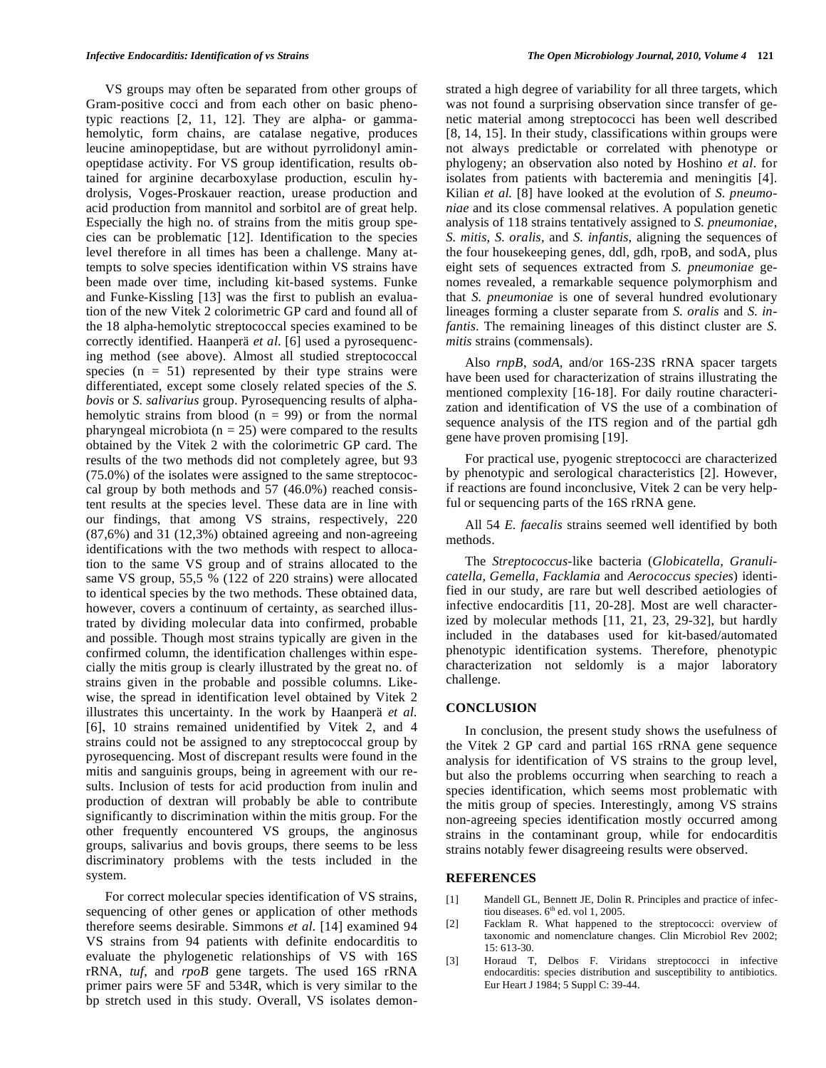VS groups may often be separated from other groups of Gram-positive cocci and from each other on basic phenotypic reactions [2, 11, 12]. They are alpha- or gamma-hemolytic, form chains, are catalase negative, produces leucine aminopeptidase, but are without pyrrolidonyl aminopeptidase activity. For VS group identification, results obtained for arginine decarboxylase production, esculin hydrolysis, Voges-Proskauer reaction, urease production and acid production from mannitol and sorbitol are of great help. Especially the high no. of strains from the mitis group species can be problematic [12]. Identification to the species level therefore in all times has been a challenge. Many attempts to solve species identification within VS strains have been made over time, including kit-based systems. Funke and Funke-Kissling [13] was the first to publish an evaluation of the new Vitek 2 colorimetric GP card and found all of the 18 alpha-hemolytic streptococcal species examined to be correctly identified. Haanperä *et al.* [6] used a pyrosequencing method (see above). Almost all studied streptococcal species (n = 51) represented by their type strains were differentiated, except some closely related species of the *S. bovis* or *S. salivarius* group. Pyrosequencing results of alpha-hemolytic strains from blood (n = 99) or from the normal pharyngeal microbiota (n = 25) were compared to the results obtained by the Vitek 2 with the colorimetric GP card. The results of the two methods did not completely agree, but 93 (75.0%) of the isolates were assigned to the same streptococcal group by both methods and 57 (46.0%) reached consistent results at the species level. These data are in line with our findings, that among VS strains, respectively, 220 (87,6%) and 31 (12,3%) obtained agreeing and non-agreeing identifications with the two methods with respect to allocation to the same VS group and of strains allocated to the same VS group, 55,5 % (122 of 220 strains) were allocated to identical species by the two methods. These obtained data, however, covers a continuum of certainty, as searched illustrated by dividing molecular data into confirmed, probable and possible. Though most strains typically are given in the confirmed column, the identification challenges within especially the mitis group is clearly illustrated by the great no. of strains given in the probable and possible columns. Likewise, the spread in identification level obtained by Vitek 2 illustrates this uncertainty. In the work by Haanperä *et al.* [6], 10 strains remained unidentified by Vitek 2, and 4 strains could not be assigned to any streptococcal group by pyrosequencing. Most of discrepant results were found in the mitis and sanguinis groups, being in agreement with our results. Inclusion of tests for acid production from inulin and production of dextran will probably be able to contribute significantly to discrimination within the mitis group. For the other frequently encountered VS groups, the anginosus groups, salivarius and bovis groups, there seems to be less discriminatory problems with the tests included in the system.

For correct molecular species identification of VS strains, sequencing of other genes or application of other methods therefore seems desirable. Simmons *et al.* [14] examined 94 VS strains from 94 patients with definite endocarditis to evaluate the phylogenetic relationships of VS with 16S rRNA, *tuf*, and *rpoB* gene targets. The used 16S rRNA primer pairs were 5F and 534R, which is very similar to the bp stretch used in this study. Overall, VS isolates demonstrated a high degree of variability for all three targets, which was not found a surprising observation since transfer of genetic material among streptococci has been well described [8, 14, 15]. In their study, classifications within groups were not always predictable or correlated with phenotype or phylogeny; an observation also noted by Hoshino *et al.* for isolates from patients with bacteremia and meningitis [4]. Kilian *et al.* [8] have looked at the evolution of *S. pneumoniae* and its close commensal relatives. A population genetic analysis of 118 strains tentatively assigned to *S. pneumoniae*, *S. mitis*, *S. oralis*, and *S. infantis*, aligning the sequences of the four housekeeping genes, ddl, gdh, rpoB, and sodA, plus eight sets of sequences extracted from *S. pneumoniae* genomes revealed, a remarkable sequence polymorphism and that *S. pneumoniae* is one of several hundred evolutionary lineages forming a cluster separate from *S. oralis* and *S. infantis*. The remaining lineages of this distinct cluster are *S. mitis* strains (commensals).

Also *rnpB*, *sodA*, and/or 16S-23S rRNA spacer targets have been used for characterization of strains illustrating the mentioned complexity [16-18]. For daily routine characterization and identification of VS the use of a combination of sequence analysis of the ITS region and of the partial gdh gene have proven promising [19].

For practical use, pyogenic streptococci are characterized by phenotypic and serological characteristics [2]. However, if reactions are found inconclusive, Vitek 2 can be very helpful or sequencing parts of the 16S rRNA gene.

All 54 *E. faecalis* strains seemed well identified by both methods.

The *Streptococcus*-like bacteria (*Globicatella, Granulicatella, Gemella, Facklamia* and *Aerococcus species*) identified in our study, are rare but well described aetiologies of infective endocarditis [11, 20-28]. Most are well characterized by molecular methods [11, 21, 23, 29-32], but hardly included in the databases used for kit-based/automated phenotypic identification systems. Therefore, phenotypic characterization not seldomly is a major laboratory challenge.

## CONCLUSION

In conclusion, the present study shows the usefulness of the Vitek 2 GP card and partial 16S rRNA gene sequence analysis for identification of VS strains to the group level, but also the problems occurring when searching to reach a species identification, which seems most problematic with the mitis group of species. Interestingly, among VS strains non-agreeing species identification mostly occurred among strains in the contaminant group, while for endocarditis strains notably fewer disagreeing results were observed.

## REFERENCES

[1] Mandell GL, Bennett JE, Dolin R. Principles and practice of infectiou diseases. 6th ed. vol 1, 2005.

[2] Facklam R. What happened to the streptococci: overview of taxonomic and nomenclature changes. Clin Microbiol Rev 2002; 15: 613-30.

[3] Horaud T, Delbos F. Viridans streptococci in infective endocarditis: species distribution and susceptibility to antibiotics. Eur Heart J 1984; 5 Suppl C: 39-44.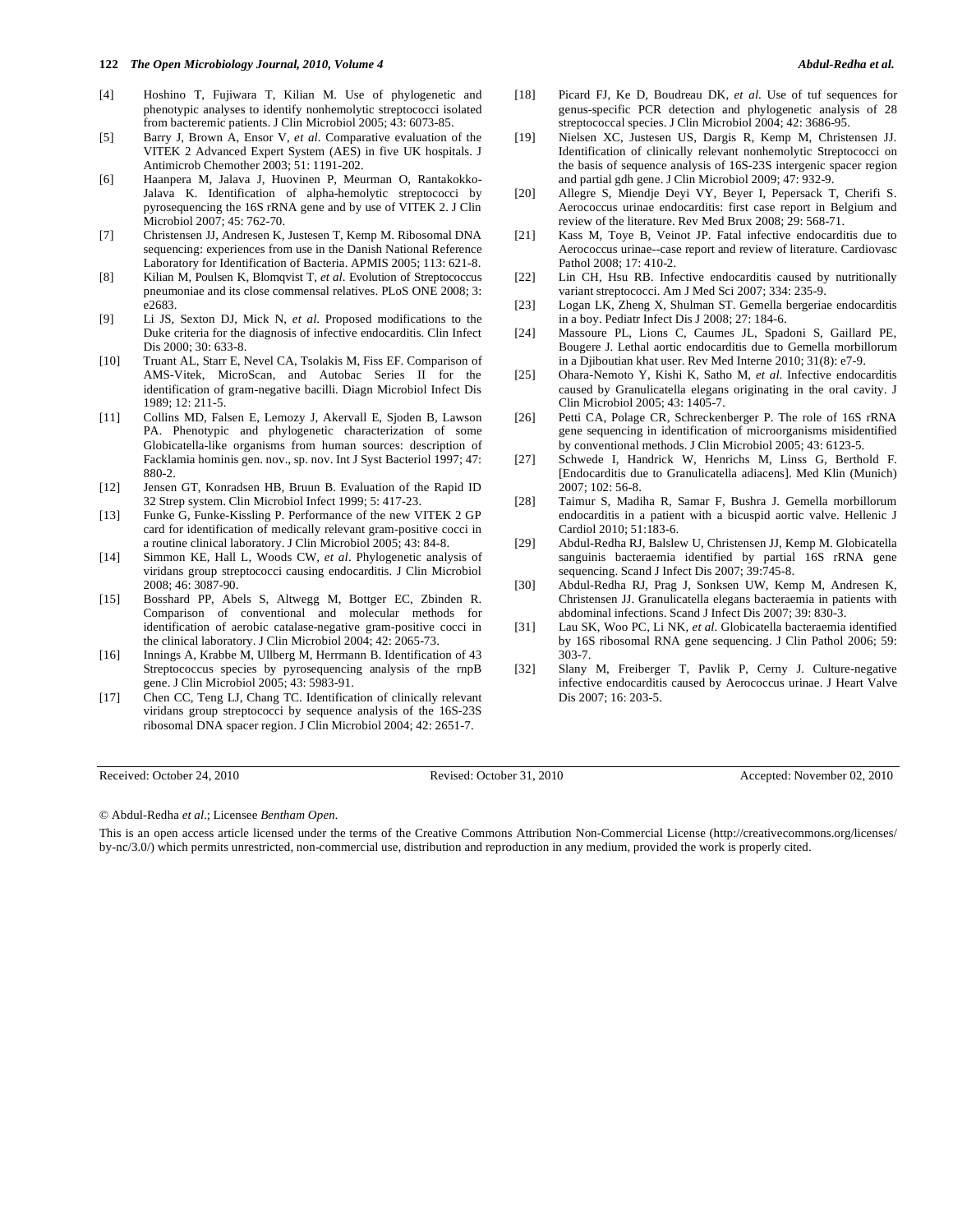[4] Hoshino T, Fujiwara T, Kilian M. Use of phylogenetic and phenotypic analyses to identify nonhemolytic streptococci isolated from bacteremic patients. J Clin Microbiol 2005; 43: 6073-85.

[5] Barry J, Brown A, Ensor V, *et al*. Comparative evaluation of the VITEK 2 Advanced Expert System (AES) in five UK hospitals. J Antimicrob Chemother 2003; 51: 1191-202.

[6] Haanpera M, Jalava J, Huovinen P, Meurman O, Rantakokko-Jalava K. Identification of alpha-hemolytic streptococci by pyrosequencing the 16S rRNA gene and by use of VITEK 2. J Clin Microbiol 2007; 45: 762-70.

[7] Christensen JJ, Andresen K, Justesen T, Kemp M. Ribosomal DNA sequencing: experiences from use in the Danish National Reference Laboratory for Identification of Bacteria. APMIS 2005; 113: 621-8.

[8] Kilian M, Poulsen K, Blomqvist T, *et al*. Evolution of Streptococcus pneumoniae and its close commensal relatives. PLoS ONE 2008; 3: e2683.

[9] Li JS, Sexton DJ, Mick N, *et al*. Proposed modifications to the Duke criteria for the diagnosis of infective endocarditis. Clin Infect Dis 2000; 30: 633-8.

[10] Truant AL, Starr E, Nevel CA, Tsolakis M, Fiss EF. Comparison of AMS-Vitek, MicroScan, and Autobac Series II for the identification of gram-negative bacilli. Diagn Microbiol Infect Dis 1989; 12: 211-5.

[11] Collins MD, Falsen E, Lemozy J, Akervall E, Sjoden B, Lawson PA. Phenotypic and phylogenetic characterization of some Globicatella-like organisms from human sources: description of Facklamia hominis gen. nov., sp. nov. Int J Syst Bacteriol 1997; 47: 880-2.

[12] Jensen GT, Konradsen HB, Bruun B. Evaluation of the Rapid ID 32 Strep system. Clin Microbiol Infect 1999; 5: 417-23.

[13] Funke G, Funke-Kissling P. Performance of the new VITEK 2 GP card for identification of medically relevant gram-positive cocci in a routine clinical laboratory. J Clin Microbiol 2005; 43: 84-8.

[14] Simmon KE, Hall L, Woods CW, *et al*. Phylogenetic analysis of viridans group streptococci causing endocarditis. J Clin Microbiol 2008; 46: 3087-90.

[15] Bosshard PP, Abels S, Altwegg M, Bottger EC, Zbinden R. Comparison of conventional and molecular methods for identification of aerobic catalase-negative gram-positive cocci in the clinical laboratory. J Clin Microbiol 2004; 42: 2065-73.

[16] Innings A, Krabbe M, Ullberg M, Herrmann B. Identification of 43 Streptococcus species by pyrosequencing analysis of the rnpB gene. J Clin Microbiol 2005; 43: 5983-91.

[17] Chen CC, Teng LJ, Chang TC. Identification of clinically relevant viridans group streptococci by sequence analysis of the 16S-23S ribosomal DNA spacer region. J Clin Microbiol 2004; 42: 2651-7.

[18] Picard FJ, Ke D, Boudreau DK, *et al*. Use of tuf sequences for genus-specific PCR detection and phylogenetic analysis of 28 streptococcal species. J Clin Microbiol 2004; 42: 3686-95.

[19] Nielsen XC, Justesen US, Dargis R, Kemp M, Christensen JJ. Identification of clinically relevant nonhemolytic Streptococci on the basis of sequence analysis of 16S-23S intergenic spacer region and partial gdh gene. J Clin Microbiol 2009; 47: 932-9.

[20] Allegre S, Miendje Deyi VY, Beyer I, Pepersack T, Cherifi S. Aerococcus urinae endocarditis: first case report in Belgium and review of the literature. Rev Med Brux 2008; 29: 568-71.

[21] Kass M, Toye B, Veinot JP. Fatal infective endocarditis due to Aerococcus urinae--case report and review of literature. Cardiovasc Pathol 2008; 17: 410-2.

[22] Lin CH, Hsu RB. Infective endocarditis caused by nutritionally variant streptococci. Am J Med Sci 2007; 334: 235-9.

[23] Logan LK, Zheng X, Shulman ST. Gemella bergeriae endocarditis in a boy. Pediatr Infect Dis J 2008; 27: 184-6.

[24] Massoure PL, Lions C, Caumes JL, Spadoni S, Gaillard PE, Bougere J. Lethal aortic endocarditis due to Gemella morbillorum in a Djiboutian khat user. Rev Med Interne 2010; 31(8): e7-9.

[25] Ohara-Nemoto Y, Kishi K, Satho M, *et al*. Infective endocarditis caused by Granulicatella elegans originating in the oral cavity. J Clin Microbiol 2005; 43: 1405-7.

[26] Petti CA, Polage CR, Schreckenberger P. The role of 16S rRNA gene sequencing in identification of microorganisms misidentified by conventional methods. J Clin Microbiol 2005; 43: 6123-5.

[27] Schwede I, Handrick W, Henrichs M, Linss G, Berthold F. [Endocarditis due to Granulicatella adiacens]. Med Klin (Munich) 2007; 102: 56-8.

[28] Taimur S, Madiha R, Samar F, Bushra J. Gemella morbillorum endocarditis in a patient with a bicuspid aortic valve. Hellenic J Cardiol 2010; 51:183-6.

[29] Abdul-Redha RJ, Balslew U, Christensen JJ, Kemp M. Globicatella sanguinis bacteraemia identified by partial 16S rRNA gene sequencing. Scand J Infect Dis 2007; 39:745-8.

[30] Abdul-Redha RJ, Prag J, Sonksen UW, Kemp M, Andresen K, Christensen JJ. Granulicatella elegans bacteraemia in patients with abdominal infections. Scand J Infect Dis 2007; 39: 830-3.

[31] Lau SK, Woo PC, Li NK, *et al*. Globicatella bacteraemia identified by 16S ribosomal RNA gene sequencing. J Clin Pathol 2006; 59: 303-7.

[32] Slany M, Freiberger T, Pavlik P, Cerny J. Culture-negative infective endocarditis caused by Aerococcus urinae. J Heart Valve Dis 2007; 16: 203-5.

Received: October 24, 2010 Revised: October 31, 2010 Accepted: November 02, 2010

© Abdul-Redha *et al*.; Licensee *Bentham Open.*

This is an open access article licensed under the terms of the Creative Commons Attribution Non-Commercial License (http://creativecommons.org/licenses/by-nc/3.0/) which permits unrestricted, non-commercial use, distribution and reproduction in any medium, provided the work is properly cited.